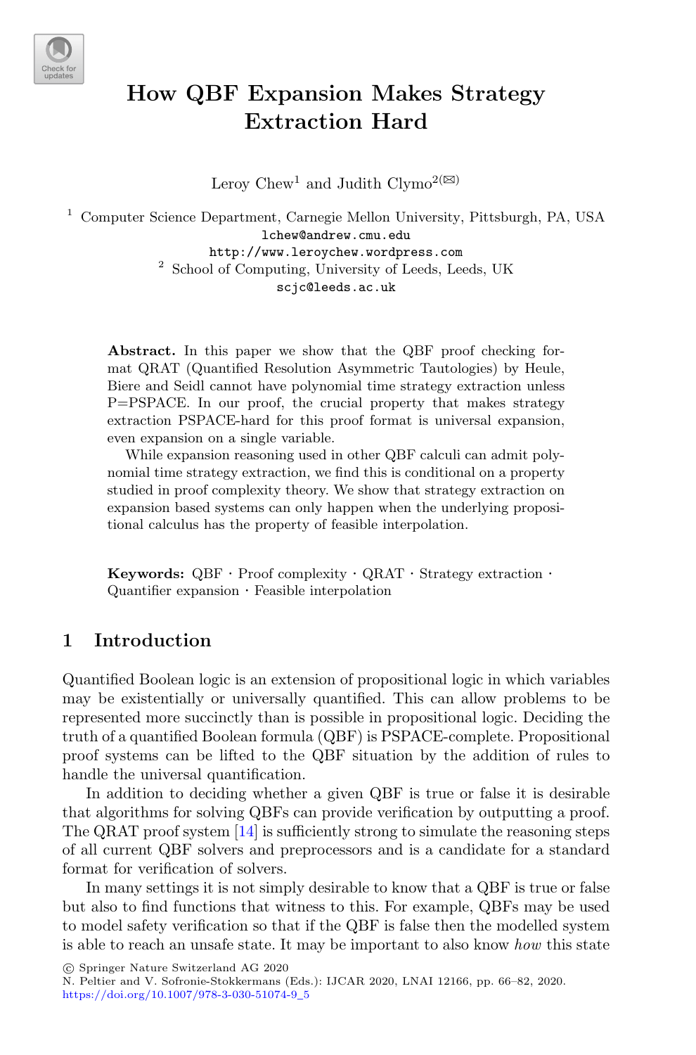# How QBF Expansion Makes Strategy Extraction Hard

Leroy Chew[1] and Judith Clymo[2](✉)

[1] Computer Science Department, Carnegie Mellon University, Pittsburgh, PA, USA
lchew@andrew.cmu.edu
http://www.leroychew.wordpress.com

[2] School of Computing, University of Leeds, Leeds, UK
scjc@leeds.ac.uk

**Abstract.** In this paper we show that the QBF proof checking format QRAT (Quantified Resolution Asymmetric Tautologies) by Heule, Biere and Seidl cannot have polynomial time strategy extraction unless P=PSPACE. In our proof, the crucial property that makes strategy extraction PSPACE-hard for this proof format is universal expansion, even expansion on a single variable.

While expansion reasoning used in other QBF calculi can admit polynomial time strategy extraction, we find this is conditional on a property studied in proof complexity theory. We show that strategy extraction on expansion based systems can only happen when the underlying propositional calculus has the property of feasible interpolation.

**Keywords:** QBF · Proof complexity · QRAT · Strategy extraction · Quantifier expansion · Feasible interpolation

## 1 Introduction

Quantified Boolean logic is an extension of propositional logic in which variables may be existentially or universally quantified. This can allow problems to be represented more succinctly than is possible in propositional logic. Deciding the truth of a quantified Boolean formula (QBF) is PSPACE-complete. Propositional proof systems can be lifted to the QBF situation by the addition of rules to handle the universal quantification.

In addition to deciding whether a given QBF is true or false it is desirable that algorithms for solving QBFs can provide verification by outputting a proof. The QRAT proof system [14] is sufficiently strong to simulate the reasoning steps of all current QBF solvers and preprocessors and is a candidate for a standard format for verification of solvers.

In many settings it is not simply desirable to know that a QBF is true or false but also to find functions that witness to this. For example, QBFs may be used to model safety verification so that if the QBF is false then the modelled system is able to reach an unsafe state. It may be important to also know *how* this state

© Springer Nature Switzerland AG 2020
N. Peltier and V. Sofronie-Stokkermans (Eds.): IJCAR 2020, LNAI 12166, pp. 66–82, 2020.
https://doi.org/10.1007/978-3-030-51074-9_5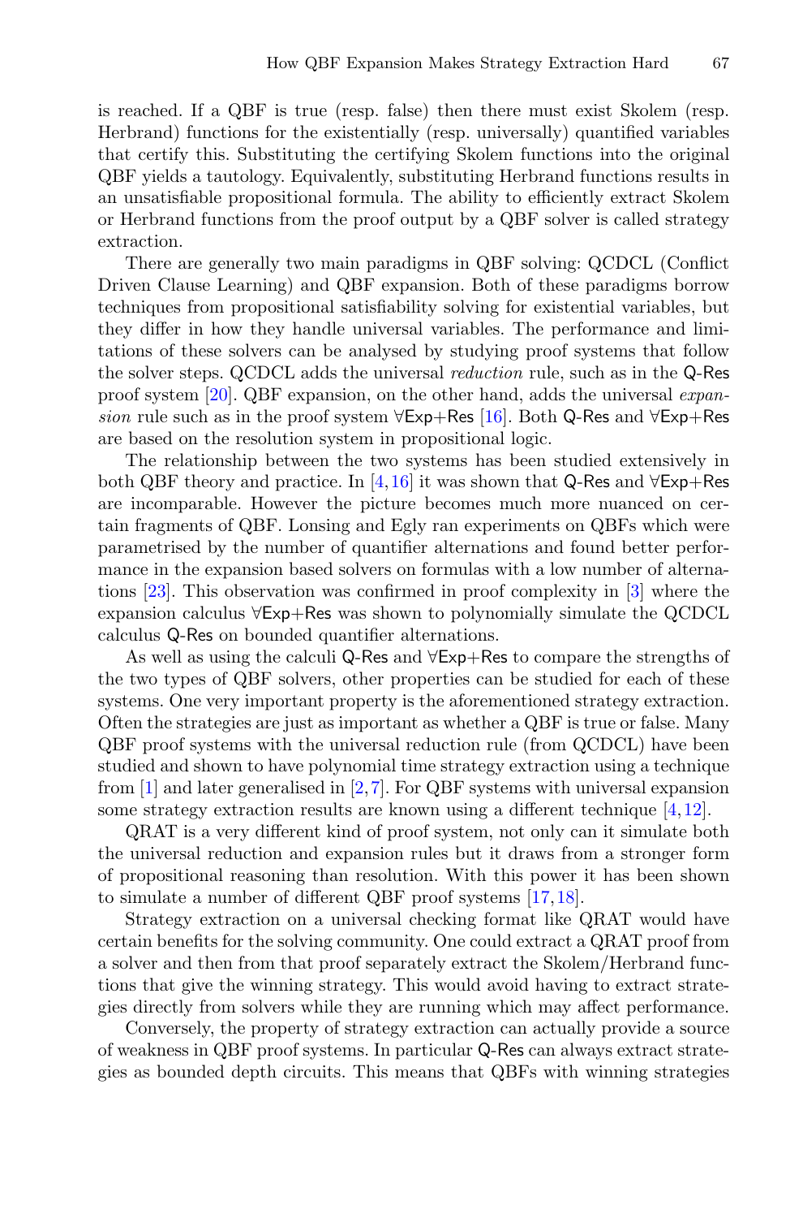is reached. If a QBF is true (resp. false) then there must exist Skolem (resp. Herbrand) functions for the existentially (resp. universally) quantified variables that certify this. Substituting the certifying Skolem functions into the original QBF yields a tautology. Equivalently, substituting Herbrand functions results in an unsatisfiable propositional formula. The ability to efficiently extract Skolem or Herbrand functions from the proof output by a QBF solver is called strategy extraction.

There are generally two main paradigms in QBF solving: QCDCL (Conflict Driven Clause Learning) and QBF expansion. Both of these paradigms borrow techniques from propositional satisfiability solving for existential variables, but they differ in how they handle universal variables. The performance and limitations of these solvers can be analysed by studying proof systems that follow the solver steps. QCDCL adds the universal *reduction* rule, such as in the Q-Res proof system [20]. QBF expansion, on the other hand, adds the universal *expansion* rule such as in the proof system ∀Exp+Res [16]. Both Q-Res and ∀Exp+Res are based on the resolution system in propositional logic.

The relationship between the two systems has been studied extensively in both QBF theory and practice. In [4,16] it was shown that Q-Res and ∀Exp+Res are incomparable. However the picture becomes much more nuanced on certain fragments of QBF. Lonsing and Egly ran experiments on QBFs which were parametrised by the number of quantifier alternations and found better performance in the expansion based solvers on formulas with a low number of alternations [23]. This observation was confirmed in proof complexity in [3] where the expansion calculus ∀Exp+Res was shown to polynomially simulate the QCDCL calculus Q-Res on bounded quantifier alternations.

As well as using the calculi Q-Res and ∀Exp+Res to compare the strengths of the two types of QBF solvers, other properties can be studied for each of these systems. One very important property is the aforementioned strategy extraction. Often the strategies are just as important as whether a QBF is true or false. Many QBF proof systems with the universal reduction rule (from QCDCL) have been studied and shown to have polynomial time strategy extraction using a technique from [1] and later generalised in [2,7]. For QBF systems with universal expansion some strategy extraction results are known using a different technique [4,12].

QRAT is a very different kind of proof system, not only can it simulate both the universal reduction and expansion rules but it draws from a stronger form of propositional reasoning than resolution. With this power it has been shown to simulate a number of different QBF proof systems [17,18].

Strategy extraction on a universal checking format like QRAT would have certain benefits for the solving community. One could extract a QRAT proof from a solver and then from that proof separately extract the Skolem/Herbrand functions that give the winning strategy. This would avoid having to extract strategies directly from solvers while they are running which may affect performance.

Conversely, the property of strategy extraction can actually provide a source of weakness in QBF proof systems. In particular Q-Res can always extract strategies as bounded depth circuits. This means that QBFs with winning strategies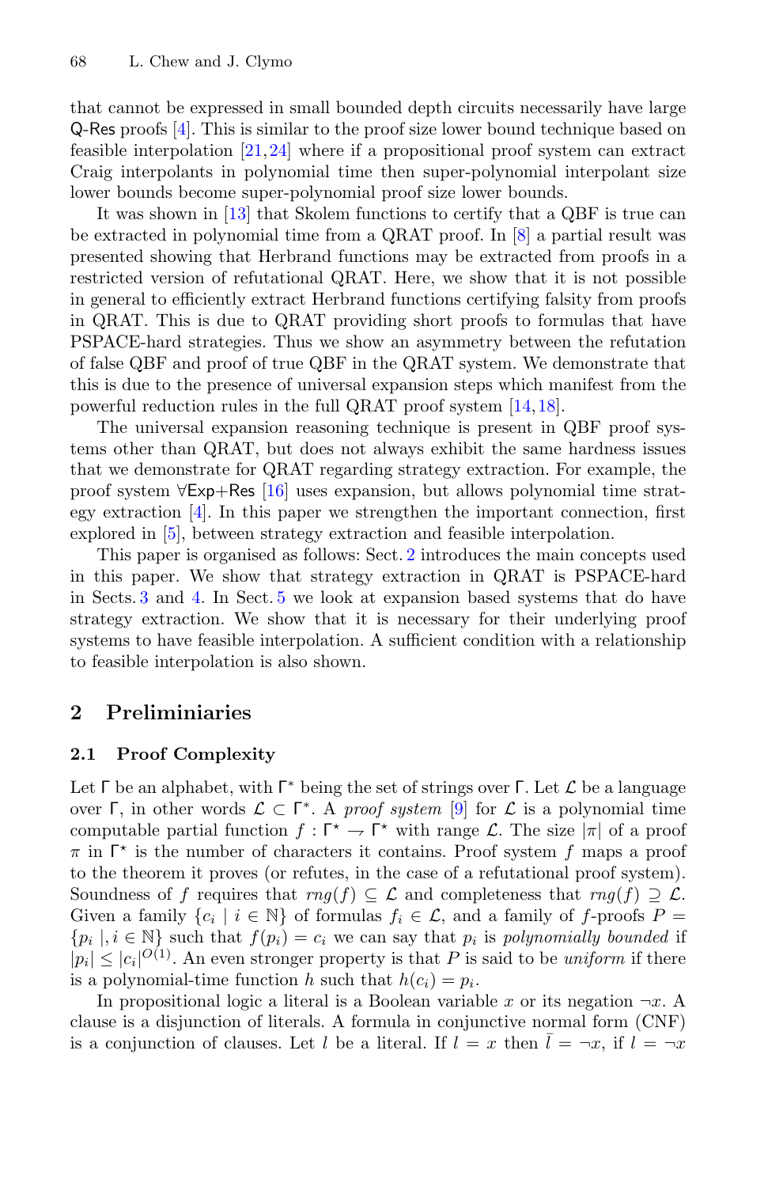that cannot be expressed in small bounded depth circuits necessarily have large Q-Res proofs [4]. This is similar to the proof size lower bound technique based on feasible interpolation [21,24] where if a propositional proof system can extract Craig interpolants in polynomial time then super-polynomial interpolant size lower bounds become super-polynomial proof size lower bounds.

It was shown in [13] that Skolem functions to certify that a QBF is true can be extracted in polynomial time from a QRAT proof. In [8] a partial result was presented showing that Herbrand functions may be extracted from proofs in a restricted version of refutational QRAT. Here, we show that it is not possible in general to efficiently extract Herbrand functions certifying falsity from proofs in QRAT. This is due to QRAT providing short proofs to formulas that have PSPACE-hard strategies. Thus we show an asymmetry between the refutation of false QBF and proof of true QBF in the QRAT system. We demonstrate that this is due to the presence of universal expansion steps which manifest from the powerful reduction rules in the full QRAT proof system [14,18].

The universal expansion reasoning technique is present in QBF proof systems other than QRAT, but does not always exhibit the same hardness issues that we demonstrate for QRAT regarding strategy extraction. For example, the proof system ∀Exp+Res [16] uses expansion, but allows polynomial time strategy extraction [4]. In this paper we strengthen the important connection, first explored in [5], between strategy extraction and feasible interpolation.

This paper is organised as follows: Sect. 2 introduces the main concepts used in this paper. We show that strategy extraction in QRAT is PSPACE-hard in Sects. 3 and 4. In Sect. 5 we look at expansion based systems that do have strategy extraction. We show that it is necessary for their underlying proof systems to have feasible interpolation. A sufficient condition with a relationship to feasible interpolation is also shown.

## 2 Preliminiaries

### 2.1 Proof Complexity

Let $\Gamma$ be an alphabet, with $\Gamma^*$ being the set of strings over $\Gamma$. Let $\mathcal{L}$ be a language over $\Gamma$, in other words $\mathcal{L} \subset \Gamma^*$. A *proof system* [9] for $\mathcal{L}$ is a polynomial time computable partial function $f : \Gamma^\star \rightharpoonup \Gamma^\star$ with range $\mathcal{L}$. The size $|\pi|$ of a proof $\pi$ in $\Gamma^\star$ is the number of characters it contains. Proof system $f$ maps a proof to the theorem it proves (or refutes, in the case of a refutational proof system). Soundness of $f$ requires that $rng(f) \subseteq \mathcal{L}$ and completeness that $rng(f) \supseteq \mathcal{L}$. Given a family $\{c_i \mid i \in \mathbb{N}\}$ of formulas $f_i \in \mathcal{L}$, and a family of $f$-proofs $P = \{p_i \,|, i \in \mathbb{N}\}$ such that $f(p_i) = c_i$ we can say that $p_i$ is *polynomially bounded* if $|p_i| \leq |c_i|^{O(1)}$. An even stronger property is that $P$ is said to be *uniform* if there is a polynomial-time function $h$ such that $h(c_i) = p_i$.

In propositional logic a literal is a Boolean variable $x$ or its negation $\neg x$. A clause is a disjunction of literals. A formula in conjunctive normal form (CNF) is a conjunction of clauses. Let $l$ be a literal. If $l = x$ then $\bar{l} = \neg x$, if $l = \neg x$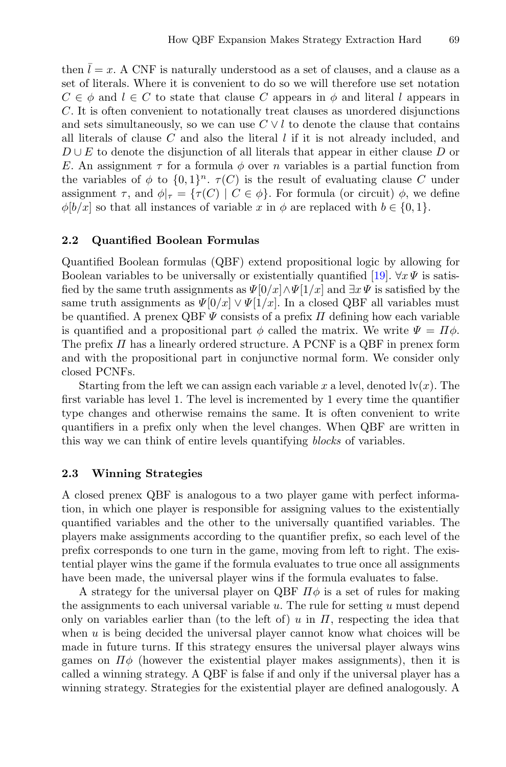then $\bar{l} = x$. A CNF is naturally understood as a set of clauses, and a clause as a set of literals. Where it is convenient to do so we will therefore use set notation $C \in \phi$ and $l \in C$ to state that clause $C$ appears in $\phi$ and literal $l$ appears in $C$. It is often convenient to notationally treat clauses as unordered disjunctions and sets simultaneously, so we can use $C \vee l$ to denote the clause that contains all literals of clause $C$ and also the literal $l$ if it is not already included, and $D \cup E$ to denote the disjunction of all literals that appear in either clause $D$ or $E$. An assignment $\tau$ for a formula $\phi$ over $n$ variables is a partial function from the variables of $\phi$ to $\{0,1\}^n$. $\tau(C)$ is the result of evaluating clause $C$ under assignment $\tau$, and $\phi|_\tau = \{\tau(C) \mid C \in \phi\}$. For formula (or circuit) $\phi$, we define $\phi[b/x]$ so that all instances of variable $x$ in $\phi$ are replaced with $b \in \{0,1\}$.

### 2.2 Quantified Boolean Formulas

Quantified Boolean formulas (QBF) extend propositional logic by allowing for Boolean variables to be universally or existentially quantified [19]. $\forall x \Psi$ is satisfied by the same truth assignments as $\Psi[0/x] \wedge \Psi[1/x]$ and $\exists x \Psi$ is satisfied by the same truth assignments as $\Psi[0/x] \vee \Psi[1/x]$. In a closed QBF all variables must be quantified. A prenex QBF $\Psi$ consists of a prefix $\Pi$ defining how each variable is quantified and a propositional part $\phi$ called the matrix. We write $\Psi = \Pi\phi$. The prefix $\Pi$ has a linearly ordered structure. A PCNF is a QBF in prenex form and with the propositional part in conjunctive normal form. We consider only closed PCNFs.

Starting from the left we can assign each variable $x$ a level, denoted $\text{lv}(x)$. The first variable has level 1. The level is incremented by 1 every time the quantifier type changes and otherwise remains the same. It is often convenient to write quantifiers in a prefix only when the level changes. When QBF are written in this way we can think of entire levels quantifying *blocks* of variables.

### 2.3 Winning Strategies

A closed prenex QBF is analogous to a two player game with perfect information, in which one player is responsible for assigning values to the existentially quantified variables and the other to the universally quantified variables. The players make assignments according to the quantifier prefix, so each level of the prefix corresponds to one turn in the game, moving from left to right. The existential player wins the game if the formula evaluates to true once all assignments have been made, the universal player wins if the formula evaluates to false.

A strategy for the universal player on QBF $\Pi\phi$ is a set of rules for making the assignments to each universal variable $u$. The rule for setting $u$ must depend only on variables earlier than (to the left of) $u$ in $\Pi$, respecting the idea that when $u$ is being decided the universal player cannot know what choices will be made in future turns. If this strategy ensures the universal player always wins games on $\Pi\phi$ (however the existential player makes assignments), then it is called a winning strategy. A QBF is false if and only if the universal player has a winning strategy. Strategies for the existential player are defined analogously. A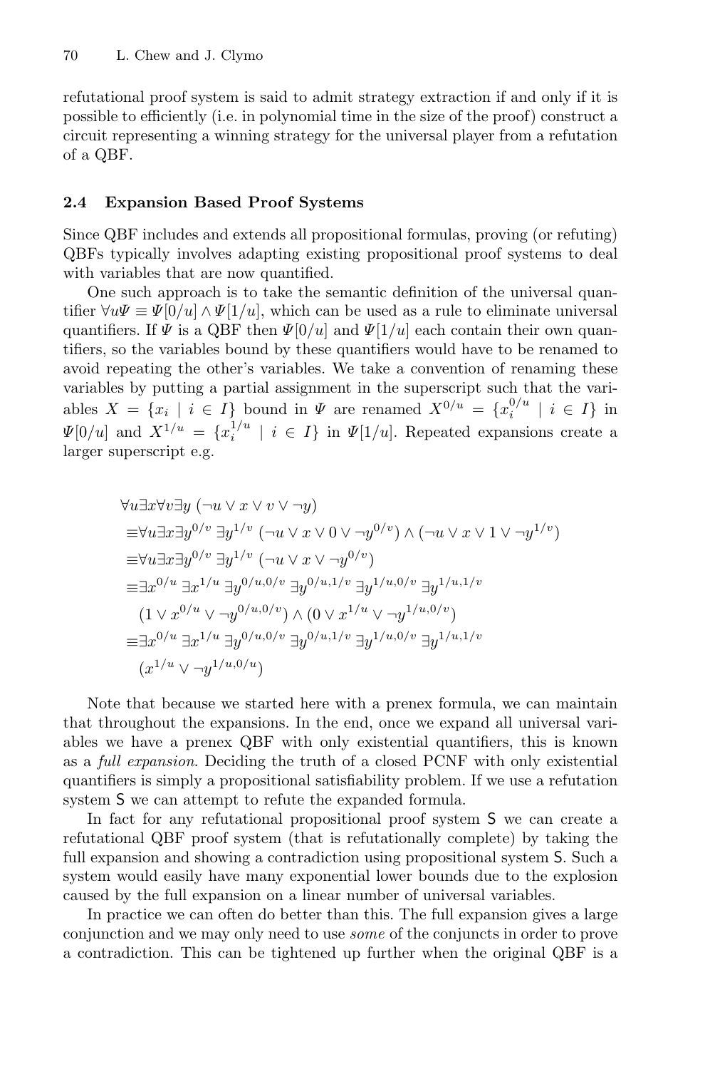refutational proof system is said to admit strategy extraction if and only if it is possible to efficiently (i.e. in polynomial time in the size of the proof) construct a circuit representing a winning strategy for the universal player from a refutation of a QBF.

### 2.4 Expansion Based Proof Systems

Since QBF includes and extends all propositional formulas, proving (or refuting) QBFs typically involves adapting existing propositional proof systems to deal with variables that are now quantified.

One such approach is to take the semantic definition of the universal quantifier $\forall u \Psi \equiv \Psi[0/u] \wedge \Psi[1/u]$, which can be used as a rule to eliminate universal quantifiers. If $\Psi$ is a QBF then $\Psi[0/u]$ and $\Psi[1/u]$ each contain their own quantifiers, so the variables bound by these quantifiers would have to be renamed to avoid repeating the other's variables. We take a convention of renaming these variables by putting a partial assignment in the superscript such that the variables $X = \{x_i \mid i \in I\}$ bound in $\Psi$ are renamed $X^{0/u} = \{x_i^{0/u} \mid i \in I\}$ in $\Psi[0/u]$ and $X^{1/u} = \{x_i^{1/u} \mid i \in I\}$ in $\Psi[1/u]$. Repeated expansions create a larger superscript e.g.

$$
\begin{aligned}
&\forall u \exists x \forall v \exists y \, (\neg u \vee x \vee v \vee \neg y) \\
\equiv &\forall u \exists x \exists y^{0/v} \, \exists y^{1/v} \, (\neg u \vee x \vee 0 \vee \neg y^{0/v}) \wedge (\neg u \vee x \vee 1 \vee \neg y^{1/v}) \\
\equiv &\forall u \exists x \exists y^{0/v} \, \exists y^{1/v} \, (\neg u \vee x \vee \neg y^{0/v}) \\
\equiv &\exists x^{0/u} \, \exists x^{1/u} \, \exists y^{0/u,0/v} \, \exists y^{0/u,1/v} \, \exists y^{1/u,0/v} \, \exists y^{1/u,1/v} \\
&(1 \vee x^{0/u} \vee \neg y^{0/u,0/v}) \wedge (0 \vee x^{1/u} \vee \neg y^{1/u,0/v}) \\
\equiv &\exists x^{0/u} \, \exists x^{1/u} \, \exists y^{0/u,0/v} \, \exists y^{0/u,1/v} \, \exists y^{1/u,0/v} \, \exists y^{1/u,1/v} \\
&(x^{1/u} \vee \neg y^{1/u,0/u})
\end{aligned}
$$

Note that because we started here with a prenex formula, we can maintain that throughout the expansions. In the end, once we expand all universal variables we have a prenex QBF with only existential quantifiers, this is known as a *full expansion*. Deciding the truth of a closed PCNF with only existential quantifiers is simply a propositional satisfiability problem. If we use a refutation system S we can attempt to refute the expanded formula.

In fact for any refutational propositional proof system S we can create a refutational QBF proof system (that is refutationally complete) by taking the full expansion and showing a contradiction using propositional system S. Such a system would easily have many exponential lower bounds due to the explosion caused by the full expansion on a linear number of universal variables.

In practice we can often do better than this. The full expansion gives a large conjunction and we may only need to use *some* of the conjuncts in order to prove a contradiction. This can be tightened up further when the original QBF is a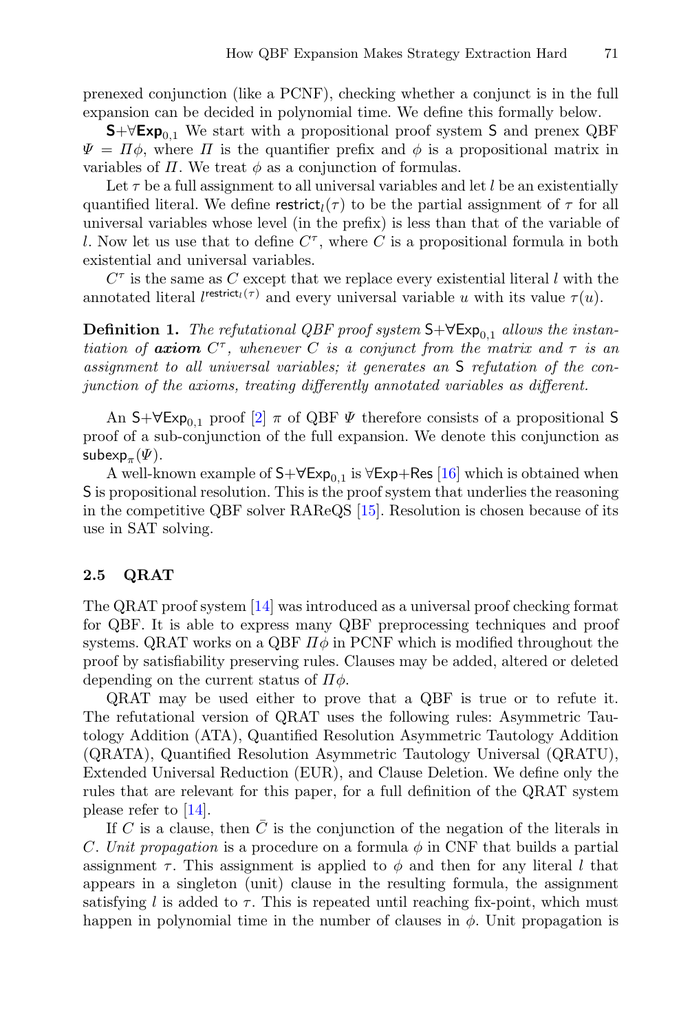prenexed conjunction (like a PCNF), checking whether a conjunct is in the full expansion can be decided in polynomial time. We define this formally below.

**$\mathsf{S}$+$\forall$$\mathsf{Exp}_{0,1}$** We start with a propositional proof system $\mathsf{S}$ and prenex QBF $\Psi = \Pi\phi$, where $\Pi$ is the quantifier prefix and $\phi$ is a propositional matrix in variables of $\Pi$. We treat $\phi$ as a conjunction of formulas.

Let $\tau$ be a full assignment to all universal variables and let $l$ be an existentially quantified literal. We define $\mathsf{restrict}_l(\tau)$ to be the partial assignment of $\tau$ for all universal variables whose level (in the prefix) is less than that of the variable of $l$. Now let us use that to define $C^\tau$, where $C$ is a propositional formula in both existential and universal variables.

$C^\tau$ is the same as $C$ except that we replace every existential literal $l$ with the annotated literal $l^{\mathsf{restrict}_l(\tau)}$ and every universal variable $u$ with its value $\tau(u)$.

**Definition 1.** *The refutational QBF proof system $\mathsf{S}$+$\forall\mathsf{Exp}_{0,1}$ allows the instantiation of **axiom** $C^\tau$, whenever $C$ is a conjunct from the matrix and $\tau$ is an assignment to all universal variables; it generates an $\mathsf{S}$ refutation of the conjunction of the axioms, treating differently annotated variables as different.*

An $\mathsf{S}$+$\forall\mathsf{Exp}_{0,1}$ proof [2] $\pi$ of QBF $\Psi$ therefore consists of a propositional $\mathsf{S}$ proof of a sub-conjunction of the full expansion. We denote this conjunction as $\mathsf{subexp}_\pi(\Psi)$.

A well-known example of $\mathsf{S}$+$\forall\mathsf{Exp}_{0,1}$ is $\forall\mathsf{Exp}$+$\mathsf{Res}$ [16] which is obtained when $\mathsf{S}$ is propositional resolution. This is the proof system that underlies the reasoning in the competitive QBF solver RAReQS [15]. Resolution is chosen because of its use in SAT solving.

### 2.5 QRAT

The QRAT proof system [14] was introduced as a universal proof checking format for QBF. It is able to express many QBF preprocessing techniques and proof systems. QRAT works on a QBF $\Pi\phi$ in PCNF which is modified throughout the proof by satisfiability preserving rules. Clauses may be added, altered or deleted depending on the current status of $\Pi\phi$.

QRAT may be used either to prove that a QBF is true or to refute it. The refutational version of QRAT uses the following rules: Asymmetric Tautology Addition (ATA), Quantified Resolution Asymmetric Tautology Addition (QRATA), Quantified Resolution Asymmetric Tautology Universal (QRATU), Extended Universal Reduction (EUR), and Clause Deletion. We define only the rules that are relevant for this paper, for a full definition of the QRAT system please refer to [14].

If $C$ is a clause, then $\bar{C}$ is the conjunction of the negation of the literals in $C$. *Unit propagation* is a procedure on a formula $\phi$ in CNF that builds a partial assignment $\tau$. This assignment is applied to $\phi$ and then for any literal $l$ that appears in a singleton (unit) clause in the resulting formula, the assignment satisfying $l$ is added to $\tau$. This is repeated until reaching fix-point, which must happen in polynomial time in the number of clauses in $\phi$. Unit propagation is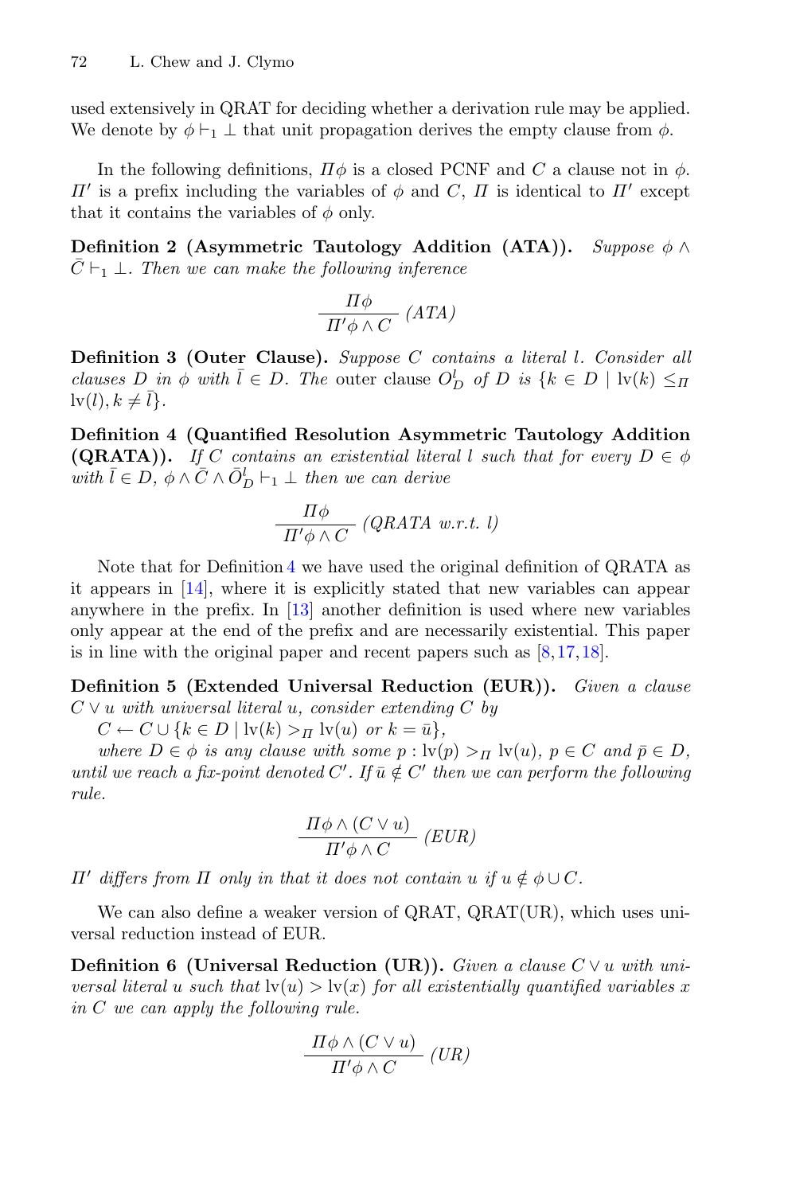used extensively in QRAT for deciding whether a derivation rule may be applied. We denote by $\phi \vdash_1 \bot$ that unit propagation derives the empty clause from $\phi$.

In the following definitions, $\Pi\phi$ is a closed PCNF and $C$ a clause not in $\phi$. $\Pi'$ is a prefix including the variables of $\phi$ and $C$, $\Pi$ is identical to $\Pi'$ except that it contains the variables of $\phi$ only.

**Definition 2 (Asymmetric Tautology Addition (ATA)).** *Suppose $\phi \wedge \bar{C} \vdash_1 \bot$. Then we can make the following inference*

$$\frac{\Pi\phi}{\Pi'\phi \wedge C}\ (ATA)$$

**Definition 3 (Outer Clause).** *Suppose $C$ contains a literal $l$. Consider all clauses $D$ in $\phi$ with $\bar{l} \in D$. The* outer clause *$O^l_D$ of $D$ is $\{k \in D \mid \text{lv}(k) \leq_\Pi \text{lv}(l), k \neq \bar{l}\}$.*

**Definition 4 (Quantified Resolution Asymmetric Tautology Addition (QRATA)).** *If $C$ contains an existential literal $l$ such that for every $D \in \phi$ with $\bar{l} \in D$, $\phi \wedge \bar{C} \wedge \bar{O}^l_D \vdash_1 \bot$ then we can derive*

$$\frac{\Pi\phi}{\Pi'\phi \wedge C}\ (QRATA\ w.r.t.\ l)$$

Note that for Definition 4 we have used the original definition of QRATA as it appears in [14], where it is explicitly stated that new variables can appear anywhere in the prefix. In [13] another definition is used where new variables only appear at the end of the prefix and are necessarily existential. This paper is in line with the original paper and recent papers such as [8,17,18].

**Definition 5 (Extended Universal Reduction (EUR)).** *Given a clause $C \vee u$ with universal literal $u$, consider extending $C$ by*

*$C \leftarrow C \cup \{k \in D \mid \text{lv}(k) >_\Pi \text{lv}(u) \text{ or } k = \bar{u}\}$,*

*where $D \in \phi$ is any clause with some $p : \text{lv}(p) >_\Pi \text{lv}(u)$, $p \in C$ and $\bar{p} \in D$, until we reach a fix-point denoted $C'$. If $\bar{u} \notin C'$ then we can perform the following rule.*

$$\frac{\Pi\phi \wedge (C \vee u)}{\Pi'\phi \wedge C}\ (EUR)$$

*$\Pi'$ differs from $\Pi$ only in that it does not contain $u$ if $u \notin \phi \cup C$.*

We can also define a weaker version of QRAT, QRAT(UR), which uses universal reduction instead of EUR.

**Definition 6 (Universal Reduction (UR)).** *Given a clause $C \vee u$ with universal literal $u$ such that $\text{lv}(u) > \text{lv}(x)$ for all existentially quantified variables $x$ in $C$ we can apply the following rule.*

$$\frac{\Pi\phi \wedge (C \vee u)}{\Pi'\phi \wedge C}\ (UR)$$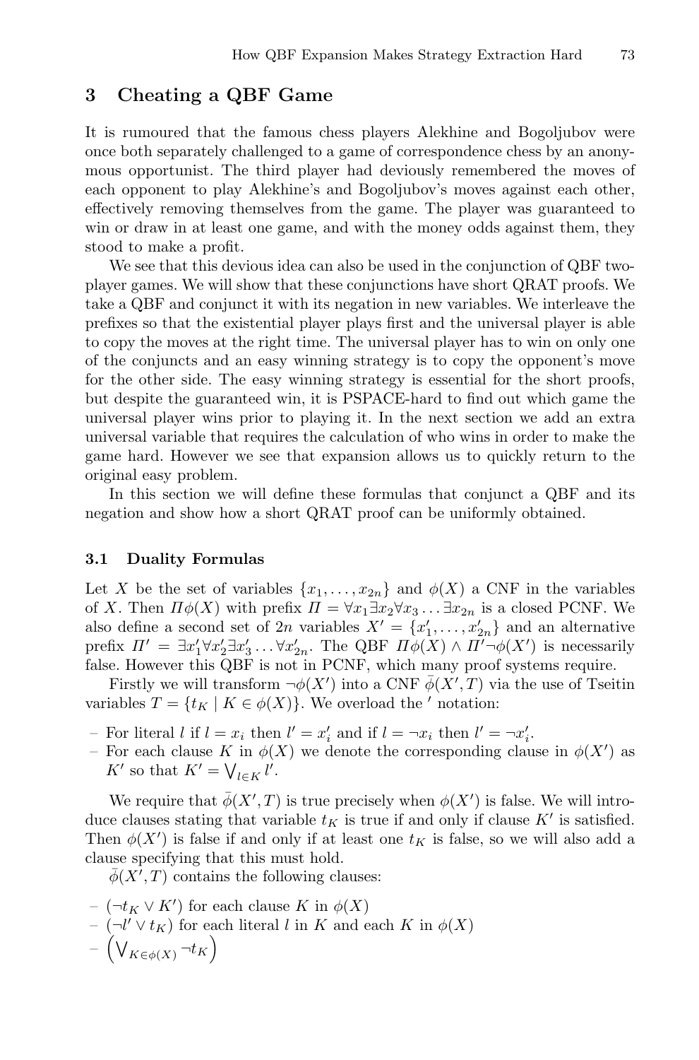## 3 Cheating a QBF Game

It is rumoured that the famous chess players Alekhine and Bogoljubov were once both separately challenged to a game of correspondence chess by an anonymous opportunist. The third player had deviously remembered the moves of each opponent to play Alekhine's and Bogoljubov's moves against each other, effectively removing themselves from the game. The player was guaranteed to win or draw in at least one game, and with the money odds against them, they stood to make a profit.

We see that this devious idea can also be used in the conjunction of QBF two-player games. We will show that these conjunctions have short QRAT proofs. We take a QBF and conjunct it with its negation in new variables. We interleave the prefixes so that the existential player plays first and the universal player is able to copy the moves at the right time. The universal player has to win on only one of the conjuncts and an easy winning strategy is to copy the opponent's move for the other side. The easy winning strategy is essential for the short proofs, but despite the guaranteed win, it is PSPACE-hard to find out which game the universal player wins prior to playing it. In the next section we add an extra universal variable that requires the calculation of who wins in order to make the game hard. However we see that expansion allows us to quickly return to the original easy problem.

In this section we will define these formulas that conjunct a QBF and its negation and show how a short QRAT proof can be uniformly obtained.

### 3.1 Duality Formulas

Let $X$ be the set of variables $\{x_1, \dots, x_{2n}\}$ and $\phi(X)$ a CNF in the variables of $X$. Then $\Pi\phi(X)$ with prefix $\Pi = \forall x_1 \exists x_2 \forall x_3 \dots \exists x_{2n}$ is a closed PCNF. We also define a second set of $2n$ variables $X' = \{x'_1, \dots, x'_{2n}\}$ and an alternative prefix $\Pi' = \exists x'_1 \forall x'_2 \exists x'_3 \dots \forall x'_{2n}$. The QBF $\Pi\phi(X) \wedge \Pi'\neg\phi(X')$ is necessarily false. However this QBF is not in PCNF, which many proof systems require.

Firstly we will transform $\neg\phi(X')$ into a CNF $\bar{\phi}(X', T)$ via the use of Tseitin variables $T = \{t_K \mid K \in \phi(X)\}$. We overload the $'$ notation:

- For literal $l$ if $l = x_i$ then $l' = x'_i$ and if $l = \neg x_i$ then $l' = \neg x'_i$.
- For each clause $K$ in $\phi(X)$ we denote the corresponding clause in $\phi(X')$ as $K'$ so that $K' = \bigvee_{l \in K} l'$.

We require that $\bar{\phi}(X', T)$ is true precisely when $\phi(X')$ is false. We will introduce clauses stating that variable $t_K$ is true if and only if clause $K'$ is satisfied. Then $\phi(X')$ is false if and only if at least one $t_K$ is false, so we will also add a clause specifying that this must hold.

$\bar{\phi}(X', T)$ contains the following clauses:

- $(\neg t_K \vee K')$ for each clause $K$ in $\phi(X)$
- $(\neg l' \vee t_K)$ for each literal $l$ in $K$ and each $K$ in $\phi(X)$
- $\left(\bigvee_{K \in \phi(X)} \neg t_K\right)$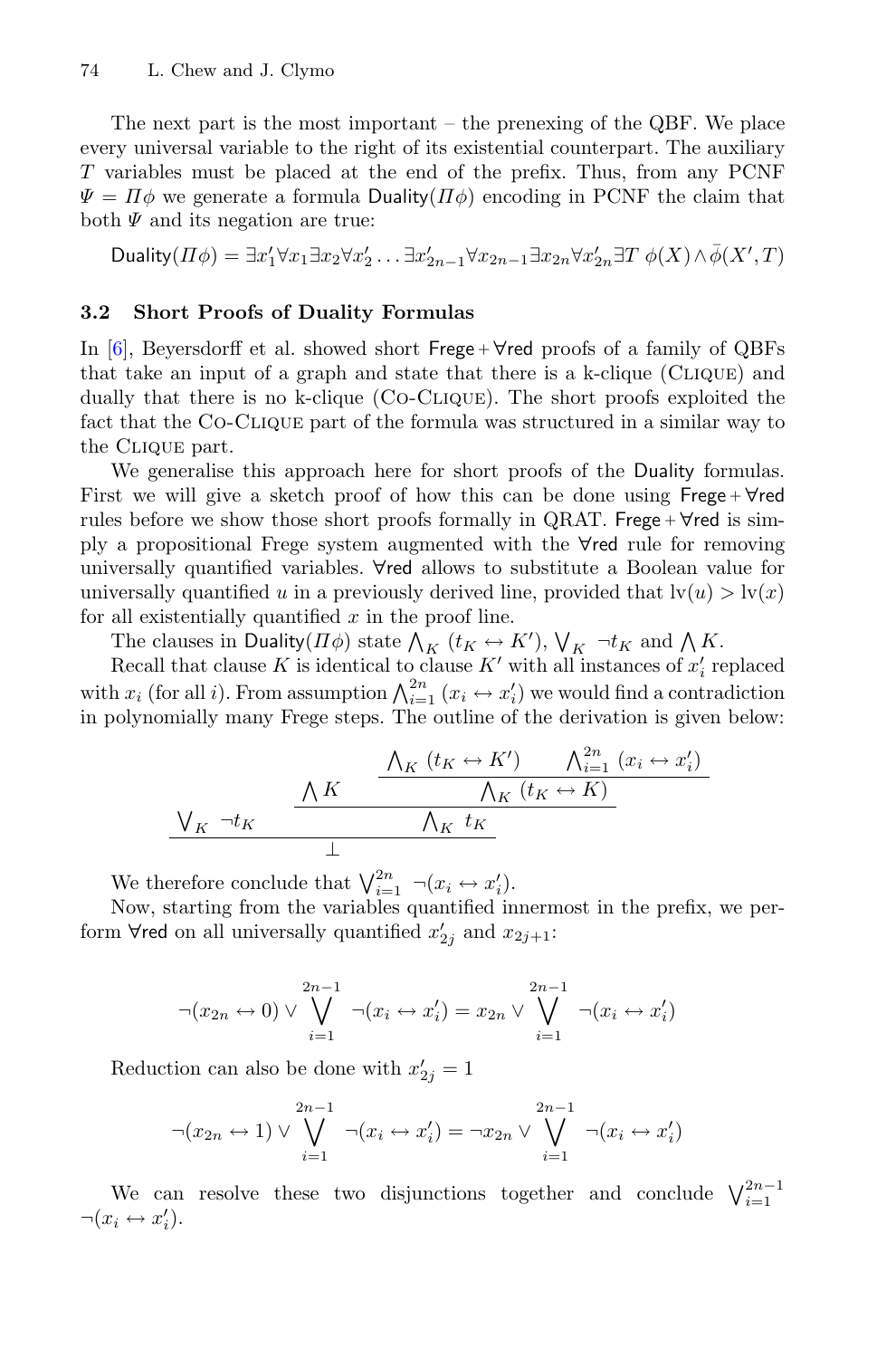The next part is the most important – the prenexing of the QBF. We place every universal variable to the right of its existential counterpart. The auxiliary $T$ variables must be placed at the end of the prefix. Thus, from any PCNF $\Psi = \Pi\phi$ we generate a formula $\mathsf{Duality}(\Pi\phi)$ encoding in PCNF the claim that both $\Psi$ and its negation are true:

$$\mathsf{Duality}(\Pi\phi) = \exists x_1' \forall x_1 \exists x_2 \forall x_2' \dots \exists x_{2n-1}' \forall x_{2n-1} \exists x_{2n} \forall x_{2n}' \exists T \ \phi(X) \wedge \bar{\phi}(X', T)$$

### 3.2 Short Proofs of Duality Formulas

In [6], Beyersdorff et al. showed short $\mathsf{Frege} + \forall\mathsf{red}$ proofs of a family of QBFs that take an input of a graph and state that there is a k-clique (Clique) and dually that there is no k-clique (Co-Clique). The short proofs exploited the fact that the Co-Clique part of the formula was structured in a similar way to the Clique part.

We generalise this approach here for short proofs of the $\mathsf{Duality}$ formulas. First we will give a sketch proof of how this can be done using $\mathsf{Frege} + \forall\mathsf{red}$ rules before we show those short proofs formally in QRAT. $\mathsf{Frege} + \forall\mathsf{red}$ is simply a propositional Frege system augmented with the $\forall\mathsf{red}$ rule for removing universally quantified variables. $\forall\mathsf{red}$ allows to substitute a Boolean value for universally quantified $u$ in a previously derived line, provided that $\mathrm{lv}(u) > \mathrm{lv}(x)$ for all existentially quantified $x$ in the proof line.

The clauses in $\mathsf{Duality}(\Pi\phi)$ state $\bigwedge_K (t_K \leftrightarrow K')$, $\bigvee_K \neg t_K$ and $\bigwedge K$.

Recall that clause $K$ is identical to clause $K'$ with all instances of $x_i'$ replaced with $x_i$ (for all $i$). From assumption $\bigwedge_{i=1}^{2n} (x_i \leftrightarrow x_i')$ we would find a contradiction in polynomially many Frege steps. The outline of the derivation is given below:

$$\dfrac{\bigvee_K \neg t_K \qquad \dfrac{\bigwedge K \qquad \dfrac{\bigwedge_K (t_K \leftrightarrow K') \qquad \bigwedge_{i=1}^{2n} (x_i \leftrightarrow x_i')}{\bigwedge_K (t_K \leftrightarrow K)}}{\bigwedge_K t_K}}{\bot}$$

We therefore conclude that $\bigvee_{i=1}^{2n} \neg(x_i \leftrightarrow x_i')$.

Now, starting from the variables quantified innermost in the prefix, we perform $\forall\mathsf{red}$ on all universally quantified $x_{2j}'$ and $x_{2j+1}$:

$$\neg(x_{2n} \leftrightarrow 0) \vee \bigvee_{i=1}^{2n-1} \neg(x_i \leftrightarrow x_i') = x_{2n} \vee \bigvee_{i=1}^{2n-1} \neg(x_i \leftrightarrow x_i')$$

Reduction can also be done with $x_{2j}' = 1$

$$\neg(x_{2n} \leftrightarrow 1) \vee \bigvee_{i=1}^{2n-1} \neg(x_i \leftrightarrow x_i') = \neg x_{2n} \vee \bigvee_{i=1}^{2n-1} \neg(x_i \leftrightarrow x_i')$$

We can resolve these two disjunctions together and conclude $\bigvee_{i=1}^{2n-1} \neg(x_i \leftrightarrow x_i')$.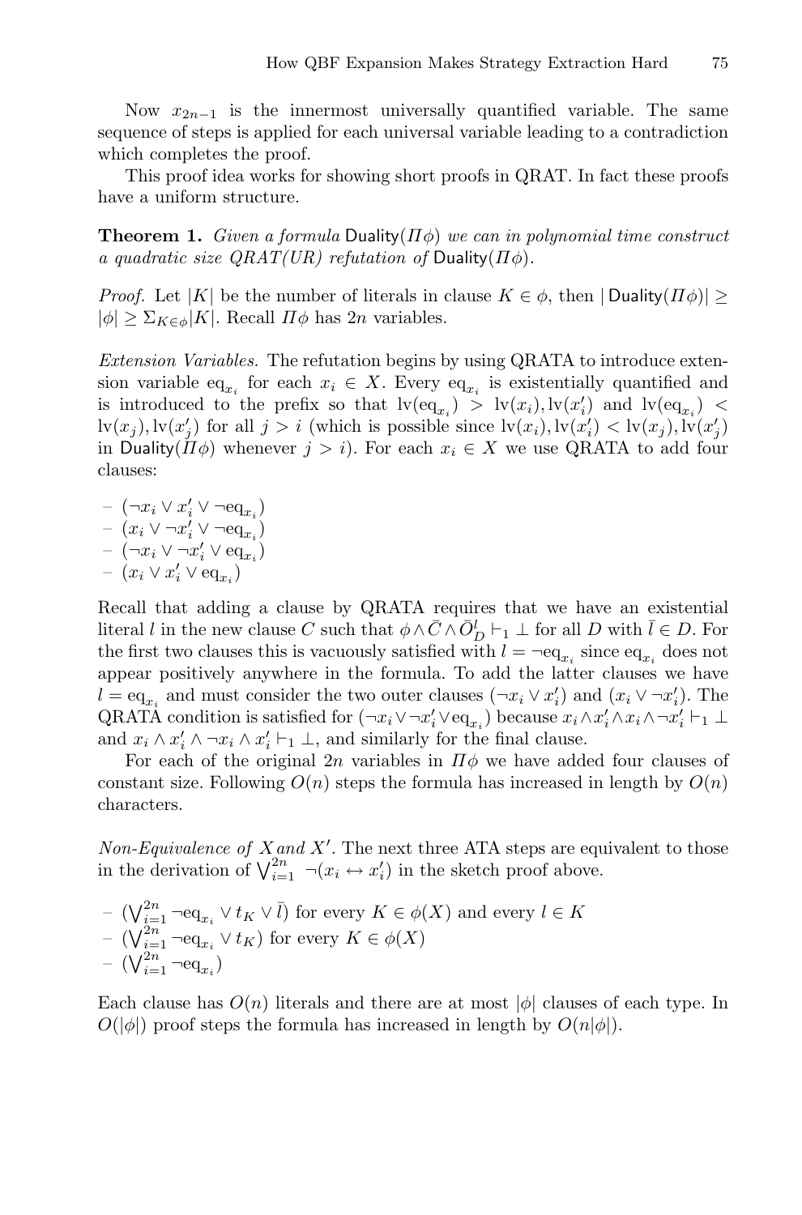Now $x_{2n-1}$ is the innermost universally quantified variable. The same sequence of steps is applied for each universal variable leading to a contradiction which completes the proof.

This proof idea works for showing short proofs in QRAT. In fact these proofs have a uniform structure.

**Theorem 1.** *Given a formula* $\mathsf{Duality}(\Pi\phi)$ *we can in polynomial time construct a quadratic size QRAT(UR) refutation of* $\mathsf{Duality}(\Pi\phi)$.

*Proof.* Let $|K|$ be the number of literals in clause $K \in \phi$, then $|\mathsf{Duality}(\Pi\phi)| \geq |\phi| \geq \Sigma_{K\in\phi}|K|$. Recall $\Pi\phi$ has $2n$ variables.

*Extension Variables.* The refutation begins by using QRATA to introduce extension variable $\mathrm{eq}_{x_i}$ for each $x_i \in X$. Every $\mathrm{eq}_{x_i}$ is existentially quantified and is introduced to the prefix so that $\mathrm{lv}(\mathrm{eq}_{x_i}) > \mathrm{lv}(x_i), \mathrm{lv}(x_i')$ and $\mathrm{lv}(\mathrm{eq}_{x_i}) < \mathrm{lv}(x_j), \mathrm{lv}(x_j')$ for all $j > i$ (which is possible since $\mathrm{lv}(x_i), \mathrm{lv}(x_i') < \mathrm{lv}(x_j), \mathrm{lv}(x_j')$ in $\mathsf{Duality}(\Pi\phi)$ whenever $j > i$). For each $x_i \in X$ we use QRATA to add four clauses:

- $(\neg x_i \vee x_i' \vee \neg \mathrm{eq}_{x_i})$
- $(x_i \vee \neg x_i' \vee \neg \mathrm{eq}_{x_i})$
- $(\neg x_i \vee \neg x_i' \vee \mathrm{eq}_{x_i})$
- $(x_i \vee x_i' \vee \mathrm{eq}_{x_i})$

Recall that adding a clause by QRATA requires that we have an existential literal $l$ in the new clause $C$ such that $\phi \wedge \bar{C} \wedge \bar{O}^l_D \vdash_1 \bot$ for all $D$ with $\bar{l} \in D$. For the first two clauses this is vacuously satisfied with $l = \neg\mathrm{eq}_{x_i}$ since $\mathrm{eq}_{x_i}$ does not appear positively anywhere in the formula. To add the latter clauses we have $l = \mathrm{eq}_{x_i}$ and must consider the two outer clauses $(\neg x_i \vee x_i')$ and $(x_i \vee \neg x_i')$. The QRATA condition is satisfied for $(\neg x_i \vee \neg x_i' \vee \mathrm{eq}_{x_i})$ because $x_i \wedge x_i' \wedge x_i \wedge \neg x_i' \vdash_1 \bot$ and $x_i \wedge x_i' \wedge \neg x_i \wedge x_i' \vdash_1 \bot$, and similarly for the final clause.

For each of the original $2n$ variables in $\Pi\phi$ we have added four clauses of constant size. Following $O(n)$ steps the formula has increased in length by $O(n)$ characters.

*Non-Equivalence of* $X$ *and* $X'$. The next three ATA steps are equivalent to those in the derivation of $\bigvee_{i=1}^{2n} \neg(x_i \leftrightarrow x_i')$ in the sketch proof above.

- $(\bigvee_{i=1}^{2n} \neg\mathrm{eq}_{x_i} \vee t_K \vee \bar{l})$ for every $K \in \phi(X)$ and every $l \in K$
- $(\bigvee_{i=1}^{2n} \neg\mathrm{eq}_{x_i} \vee t_K)$ for every $K \in \phi(X)$
- $(\bigvee_{i=1}^{2n} \neg\mathrm{eq}_{x_i})$

Each clause has $O(n)$ literals and there are at most $|\phi|$ clauses of each type. In $O(|\phi|)$ proof steps the formula has increased in length by $O(n|\phi|)$.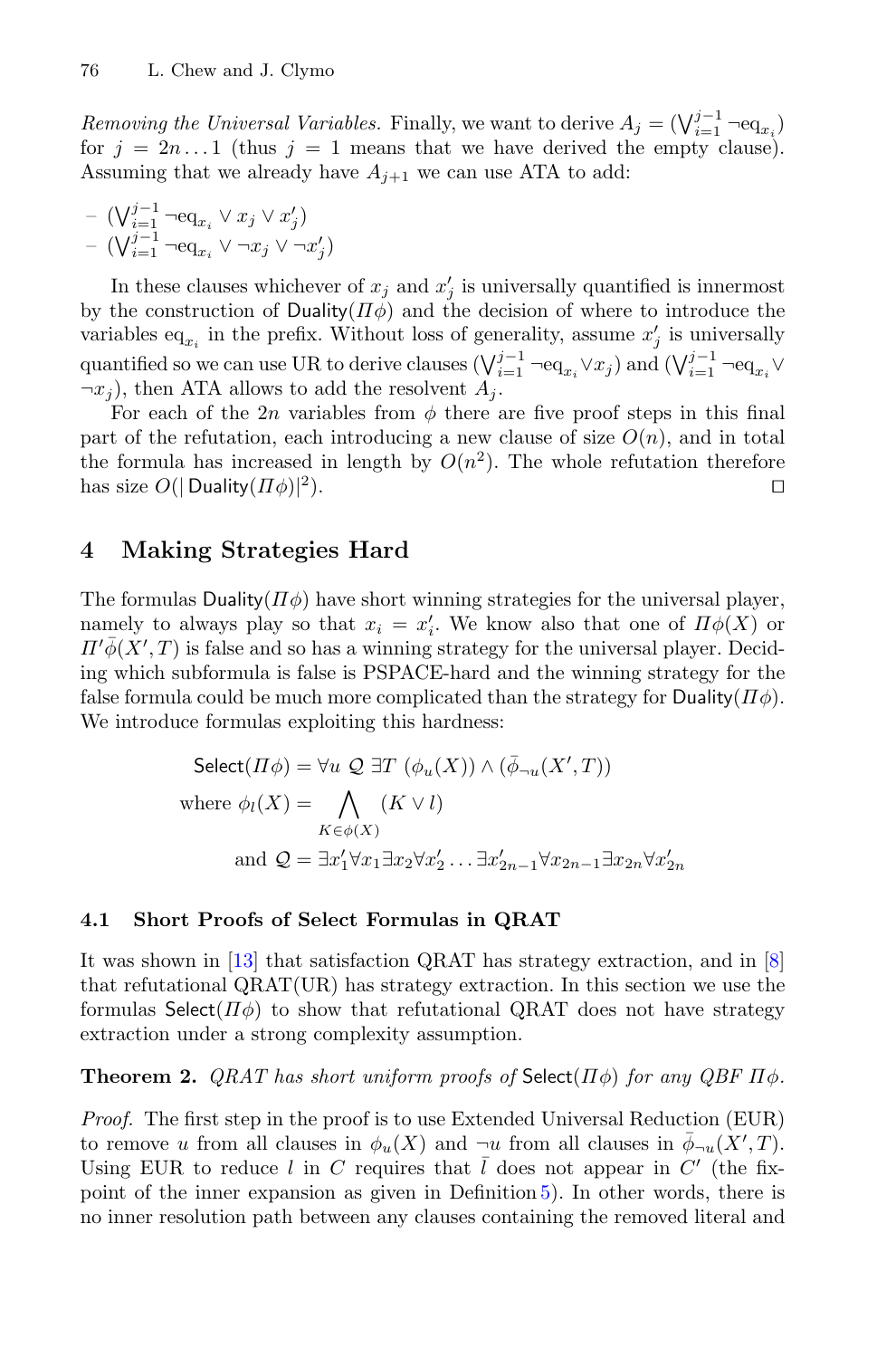*Removing the Universal Variables.* Finally, we want to derive $A_j = (\bigvee_{i=1}^{j-1} \neg \mathrm{eq}_{x_i})$ for $j = 2n \dots 1$ (thus $j = 1$ means that we have derived the empty clause). Assuming that we already have $A_{j+1}$ we can use ATA to add:

- $(\bigvee_{i=1}^{j-1} \neg \mathrm{eq}_{x_i} \vee x_j \vee x'_j)$
- $(\bigvee_{i=1}^{j-1} \neg \mathrm{eq}_{x_i} \vee \neg x_j \vee \neg x'_j)$

In these clauses whichever of $x_j$ and $x'_j$ is universally quantified is innermost by the construction of $\mathsf{Duality}(\Pi\phi)$ and the decision of where to introduce the variables $\mathrm{eq}_{x_i}$ in the prefix. Without loss of generality, assume $x'_j$ is universally quantified so we can use UR to derive clauses $(\bigvee_{i=1}^{j-1} \neg \mathrm{eq}_{x_i} \vee x_j)$ and $(\bigvee_{i=1}^{j-1} \neg \mathrm{eq}_{x_i} \vee \neg x_j)$, then ATA allows to add the resolvent $A_j$.

For each of the $2n$ variables from $\phi$ there are five proof steps in this final part of the refutation, each introducing a new clause of size $O(n)$, and in total the formula has increased in length by $O(n^2)$. The whole refutation therefore has size $O(|\mathsf{Duality}(\Pi\phi)|^2)$. $\square$

## 4 Making Strategies Hard

The formulas $\mathsf{Duality}(\Pi\phi)$ have short winning strategies for the universal player, namely to always play so that $x_i = x'_i$. We know also that one of $\Pi\phi(X)$ or $\Pi'\bar{\phi}(X', T)$ is false and so has a winning strategy for the universal player. Deciding which subformula is false is PSPACE-hard and the winning strategy for the false formula could be much more complicated than the strategy for $\mathsf{Duality}(\Pi\phi)$. We introduce formulas exploiting this hardness:

$$\mathsf{Select}(\Pi\phi) = \forall u \; \mathcal{Q} \; \exists T \; (\phi_u(X)) \wedge (\bar{\phi}_{\neg u}(X', T))$$

$$\text{where } \phi_l(X) = \bigwedge_{K \in \phi(X)} (K \vee l)$$

$$\text{and } \mathcal{Q} = \exists x'_1 \forall x_1 \exists x_2 \forall x'_2 \dots \exists x'_{2n-1} \forall x_{2n-1} \exists x_{2n} \forall x'_{2n}$$

### 4.1 Short Proofs of Select Formulas in QRAT

It was shown in [13] that satisfaction QRAT has strategy extraction, and in [8] that refutational QRAT(UR) has strategy extraction. In this section we use the formulas $\mathsf{Select}(\Pi\phi)$ to show that refutational QRAT does not have strategy extraction under a strong complexity assumption.

**Theorem 2.** *QRAT has short uniform proofs of* $\mathsf{Select}(\Pi\phi)$ *for any QBF* $\Pi\phi$*.*

*Proof.* The first step in the proof is to use Extended Universal Reduction (EUR) to remove $u$ from all clauses in $\phi_u(X)$ and $\neg u$ from all clauses in $\bar{\phi}_{\neg u}(X', T)$. Using EUR to reduce $l$ in $C$ requires that $\bar{l}$ does not appear in $C'$ (the fix-point of the inner expansion as given in Definition 5). In other words, there is no inner resolution path between any clauses containing the removed literal and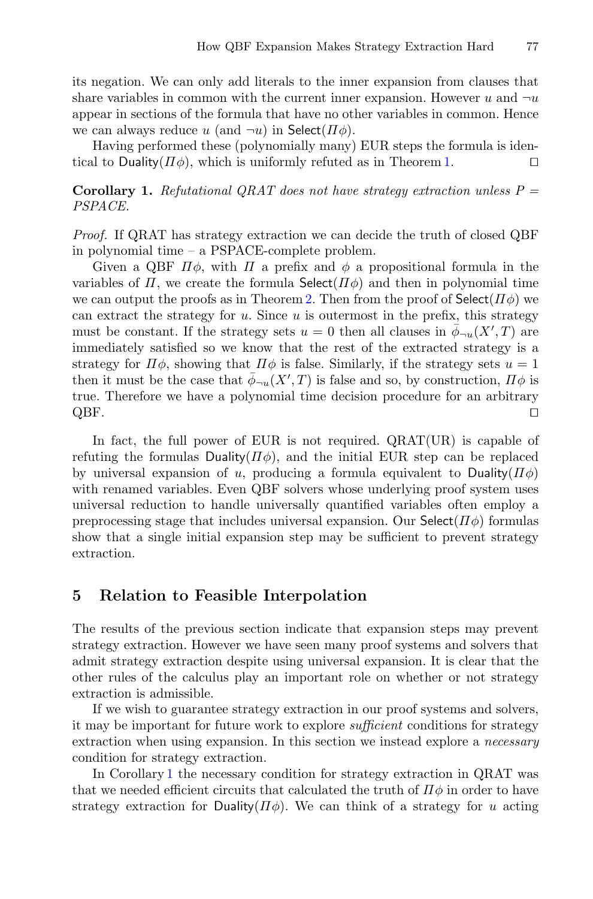its negation. We can only add literals to the inner expansion from clauses that share variables in common with the current inner expansion. However $u$ and $\neg u$ appear in sections of the formula that have no other variables in common. Hence we can always reduce $u$ (and $\neg u$) in $\mathsf{Select}(\Pi\phi)$.

Having performed these (polynomially many) EUR steps the formula is identical to $\mathsf{Duality}(\Pi\phi)$, which is uniformly refuted as in Theorem 1. ◻

**Corollary 1.** *Refutational QRAT does not have strategy extraction unless P = PSPACE.*

*Proof.* If QRAT has strategy extraction we can decide the truth of closed QBF in polynomial time – a PSPACE-complete problem.

Given a QBF $\Pi\phi$, with $\Pi$ a prefix and $\phi$ a propositional formula in the variables of $\Pi$, we create the formula $\mathsf{Select}(\Pi\phi)$ and then in polynomial time we can output the proofs as in Theorem 2. Then from the proof of $\mathsf{Select}(\Pi\phi)$ we can extract the strategy for $u$. Since $u$ is outermost in the prefix, this strategy must be constant. If the strategy sets $u = 0$ then all clauses in $\bar{\phi}_{\neg u}(X', T)$ are immediately satisfied so we know that the rest of the extracted strategy is a strategy for $\Pi\phi$, showing that $\Pi\phi$ is false. Similarly, if the strategy sets $u = 1$ then it must be the case that $\bar{\phi}_{\neg u}(X', T)$ is false and so, by construction, $\Pi\phi$ is true. Therefore we have a polynomial time decision procedure for an arbitrary QBF. ◻

In fact, the full power of EUR is not required. QRAT(UR) is capable of refuting the formulas $\mathsf{Duality}(\Pi\phi)$, and the initial EUR step can be replaced by universal expansion of $u$, producing a formula equivalent to $\mathsf{Duality}(\Pi\phi)$ with renamed variables. Even QBF solvers whose underlying proof system uses universal reduction to handle universally quantified variables often employ a preprocessing stage that includes universal expansion. Our $\mathsf{Select}(\Pi\phi)$ formulas show that a single initial expansion step may be sufficient to prevent strategy extraction.

## 5 Relation to Feasible Interpolation

The results of the previous section indicate that expansion steps may prevent strategy extraction. However we have seen many proof systems and solvers that admit strategy extraction despite using universal expansion. It is clear that the other rules of the calculus play an important role on whether or not strategy extraction is admissible.

If we wish to guarantee strategy extraction in our proof systems and solvers, it may be important for future work to explore *sufficient* conditions for strategy extraction when using expansion. In this section we instead explore a *necessary* condition for strategy extraction.

In Corollary 1 the necessary condition for strategy extraction in QRAT was that we needed efficient circuits that calculated the truth of $\Pi\phi$ in order to have strategy extraction for $\mathsf{Duality}(\Pi\phi)$. We can think of a strategy for $u$ acting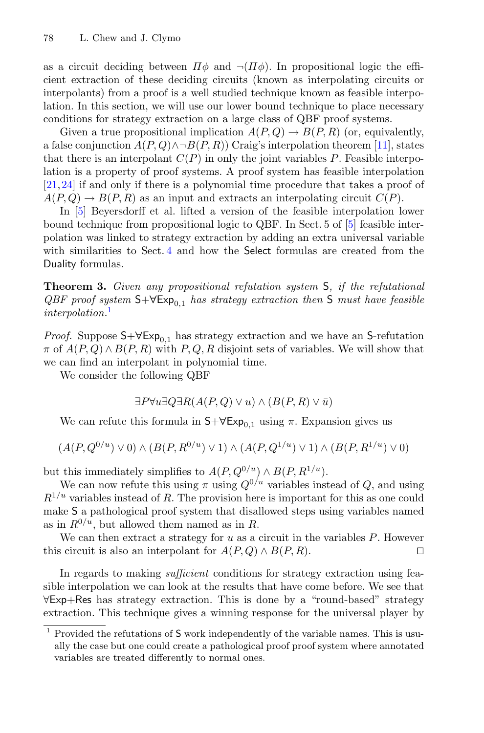as a circuit deciding between $\Pi\phi$ and $\neg(\Pi\phi)$. In propositional logic the efficient extraction of these deciding circuits (known as interpolating circuits or interpolants) from a proof is a well studied technique known as feasible interpolation. In this section, we will use our lower bound technique to place necessary conditions for strategy extraction on a large class of QBF proof systems.

Given a true propositional implication $A(P, Q) \rightarrow B(P, R)$ (or, equivalently, a false conjunction $A(P, Q) \wedge \neg B(P, R)$) Craig's interpolation theorem [11], states that there is an interpolant $C(P)$ in only the joint variables $P$. Feasible interpolation is a property of proof systems. A proof system has feasible interpolation [21,24] if and only if there is a polynomial time procedure that takes a proof of $A(P, Q) \rightarrow B(P, R)$ as an input and extracts an interpolating circuit $C(P)$.

In [5] Beyersdorff et al. lifted a version of the feasible interpolation lower bound technique from propositional logic to QBF. In Sect. 5 of [5] feasible interpolation was linked to strategy extraction by adding an extra universal variable with similarities to Sect. 4 and how the Select formulas are created from the Duality formulas.

**Theorem 3.** *Given any propositional refutation system* S*, if the refutational QBF proof system* $\mathsf{S}+\forall\mathsf{Exp}_{0,1}$ *has strategy extraction then* S *must have feasible interpolation.*[1]

*Proof.* Suppose $\mathsf{S}+\forall\mathsf{Exp}_{0,1}$ has strategy extraction and we have an S-refutation $\pi$ of $A(P, Q) \wedge B(P, R)$ with $P, Q, R$ disjoint sets of variables. We will show that we can find an interpolant in polynomial time.

We consider the following QBF

$$\exists P \forall u \exists Q \exists R (A(P, Q) \vee u) \wedge (B(P, R) \vee \bar{u})$$

We can refute this formula in $\mathsf{S}+\forall\mathsf{Exp}_{0,1}$ using $\pi$. Expansion gives us

$$(A(P, Q^{0/u}) \vee 0) \wedge (B(P, R^{0/u}) \vee 1) \wedge (A(P, Q^{1/u}) \vee 1) \wedge (B(P, R^{1/u}) \vee 0)$$

but this immediately simplifies to $A(P, Q^{0/u}) \wedge B(P, R^{1/u})$.

We can now refute this using $\pi$ using $Q^{0/u}$ variables instead of $Q$, and using $R^{1/u}$ variables instead of $R$. The provision here is important for this as one could make S a pathological proof system that disallowed steps using variables named as in $R^{0/u}$, but allowed them named as in $R$.

We can then extract a strategy for $u$ as a circuit in the variables $P$. However this circuit is also an interpolant for $A(P, Q) \wedge B(P, R)$. $\square$

In regards to making *sufficient* conditions for strategy extraction using feasible interpolation we can look at the results that have come before. We see that $\forall$Exp+Res has strategy extraction. This is done by a "round-based" strategy extraction. This technique gives a winning response for the universal player by

[1] Provided the refutations of S work independently of the variable names. This is usually the case but one could create a pathological proof proof system where annotated variables are treated differently to normal ones.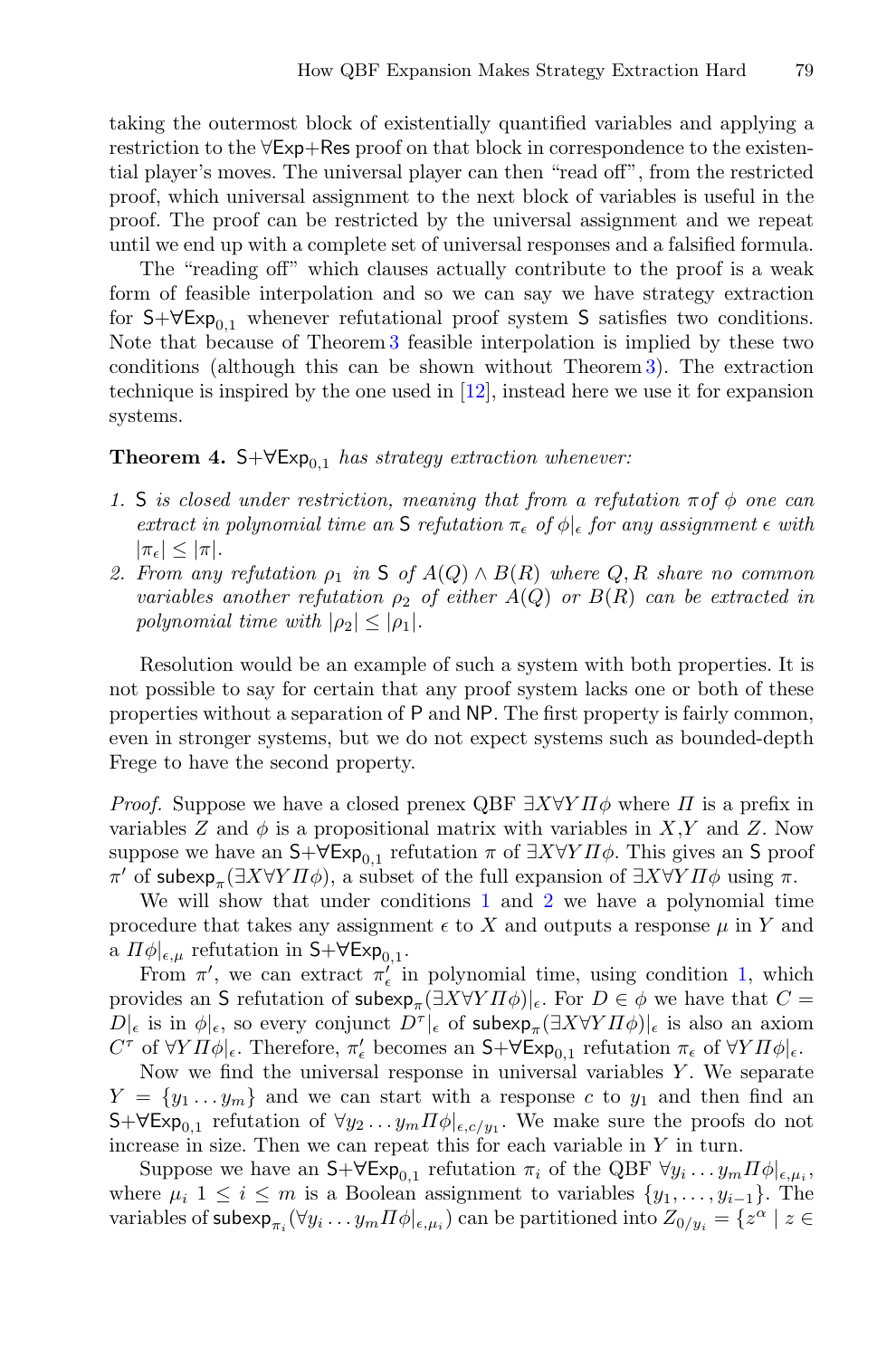taking the outermost block of existentially quantified variables and applying a restriction to the $\forall$Exp+Res proof on that block in correspondence to the existential player's moves. The universal player can then "read off", from the restricted proof, which universal assignment to the next block of variables is useful in the proof. The proof can be restricted by the universal assignment and we repeat until we end up with a complete set of universal responses and a falsified formula.

The "reading off" which clauses actually contribute to the proof is a weak form of feasible interpolation and so we can say we have strategy extraction for $\mathsf{S}+\forall\mathsf{Exp}_{0,1}$ whenever refutational proof system $\mathsf{S}$ satisfies two conditions. Note that because of Theorem 3 feasible interpolation is implied by these two conditions (although this can be shown without Theorem 3). The extraction technique is inspired by the one used in [12], instead here we use it for expansion systems.

**Theorem 4.** *$\mathsf{S}+\forall\mathsf{Exp}_{0,1}$ has strategy extraction whenever:*

1. *$\mathsf{S}$ is closed under restriction, meaning that from a refutation $\pi$ of $\phi$ one can extract in polynomial time an $\mathsf{S}$ refutation $\pi_\epsilon$ of $\phi|_\epsilon$ for any assignment $\epsilon$ with $|\pi_\epsilon| \leq |\pi|$.*
2. *From any refutation $\rho_1$ in $\mathsf{S}$ of $A(Q) \wedge B(R)$ where $Q, R$ share no common variables another refutation $\rho_2$ of either $A(Q)$ or $B(R)$ can be extracted in polynomial time with $|\rho_2| \leq |\rho_1|$.*

Resolution would be an example of such a system with both properties. It is not possible to say for certain that any proof system lacks one or both of these properties without a separation of $\mathsf{P}$ and $\mathsf{NP}$. The first property is fairly common, even in stronger systems, but we do not expect systems such as bounded-depth Frege to have the second property.

*Proof.* Suppose we have a closed prenex QBF $\exists X \forall Y \Pi \phi$ where $\Pi$ is a prefix in variables $Z$ and $\phi$ is a propositional matrix with variables in $X$,$Y$ and $Z$. Now suppose we have an $\mathsf{S}+\forall\mathsf{Exp}_{0,1}$ refutation $\pi$ of $\exists X \forall Y \Pi \phi$. This gives an $\mathsf{S}$ proof $\pi'$ of $\mathsf{subexp}_\pi(\exists X \forall Y \Pi \phi)$, a subset of the full expansion of $\exists X \forall Y \Pi \phi$ using $\pi$.

We will show that under conditions 1 and 2 we have a polynomial time procedure that takes any assignment $\epsilon$ to $X$ and outputs a response $\mu$ in $Y$ and a $\Pi\phi|_{\epsilon,\mu}$ refutation in $\mathsf{S}+\forall\mathsf{Exp}_{0,1}$.

From $\pi'$, we can extract $\pi'_\epsilon$ in polynomial time, using condition 1, which provides an $\mathsf{S}$ refutation of $\mathsf{subexp}_\pi(\exists X \forall Y \Pi \phi)|_\epsilon$. For $D \in \phi$ we have that $C = D|_\epsilon$ is in $\phi|_\epsilon$, so every conjunct $D^\tau|_\epsilon$ of $\mathsf{subexp}_\pi(\exists X \forall Y \Pi \phi)|_\epsilon$ is also an axiom $C^\tau$ of $\forall Y \Pi \phi|_\epsilon$. Therefore, $\pi'_\epsilon$ becomes an $\mathsf{S}+\forall\mathsf{Exp}_{0,1}$ refutation $\pi_\epsilon$ of $\forall Y \Pi \phi|_\epsilon$.

Now we find the universal response in universal variables $Y$. We separate $Y = \{y_1 \dots y_m\}$ and we can start with a response $c$ to $y_1$ and then find an $\mathsf{S}+\forall\mathsf{Exp}_{0,1}$ refutation of $\forall y_2 \dots y_m \Pi \phi|_{\epsilon, c/y_1}$. We make sure the proofs do not increase in size. Then we can repeat this for each variable in $Y$ in turn.

Suppose we have an $\mathsf{S}+\forall\mathsf{Exp}_{0,1}$ refutation $\pi_i$ of the QBF $\forall y_i \dots y_m \Pi \phi|_{\epsilon,\mu_i}$, where $\mu_i$ $1 \leq i \leq m$ is a Boolean assignment to variables $\{y_1, \dots, y_{i-1}\}$. The variables of $\mathsf{subexp}_{\pi_i}(\forall y_i \dots y_m \Pi \phi|_{\epsilon,\mu_i})$ can be partitioned into $Z_{0/y_i} = \{z^\alpha \mid z \in$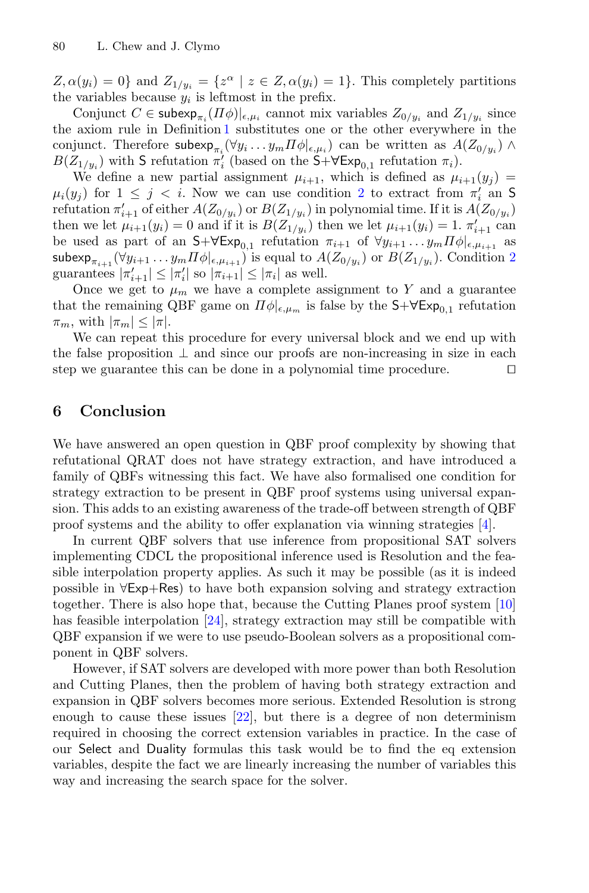$Z, \alpha(y_i) = 0\}$ and $Z_{1/y_i} = \{z^\alpha \mid z \in Z, \alpha(y_i) = 1\}$. This completely partitions the variables because $y_i$ is leftmost in the prefix.

Conjunct $C \in \mathsf{subexp}_{\pi_i}(\Pi\phi)|_{\epsilon,\mu_i}$ cannot mix variables $Z_{0/y_i}$ and $Z_{1/y_i}$ since the axiom rule in Definition 1 substitutes one or the other everywhere in the conjunct. Therefore $\mathsf{subexp}_{\pi_i}(\forall y_i \dots y_m \Pi\phi|_{\epsilon,\mu_i})$ can be written as $A(Z_{0/y_i}) \wedge B(Z_{1/y_i})$ with $\mathsf{S}$ refutation $\pi_i'$ (based on the $\mathsf{S}{+}\forall\mathsf{Exp}_{0,1}$ refutation $\pi_i$).

We define a new partial assignment $\mu_{i+1}$, which is defined as $\mu_{i+1}(y_j) = \mu_i(y_j)$ for $1 \leq j < i$. Now we can use condition 2 to extract from $\pi_i'$ an $\mathsf{S}$ refutation $\pi_{i+1}'$ of either $A(Z_{0/y_i})$ or $B(Z_{1/y_i})$ in polynomial time. If it is $A(Z_{0/y_i})$ then we let $\mu_{i+1}(y_i) = 0$ and if it is $B(Z_{1/y_i})$ then we let $\mu_{i+1}(y_i) = 1$. $\pi_{i+1}'$ can be used as part of an $\mathsf{S}{+}\forall\mathsf{Exp}_{0,1}$ refutation $\pi_{i+1}$ of $\forall y_{i+1} \dots y_m \Pi\phi|_{\epsilon,\mu_{i+1}}$ as $\mathsf{subexp}_{\pi_{i+1}}(\forall y_{i+1} \dots y_m \Pi\phi|_{\epsilon,\mu_{i+1}})$ is equal to $A(Z_{0/y_i})$ or $B(Z_{1/y_i})$. Condition 2 guarantees $|\pi_{i+1}'| \leq |\pi_i'|$ so $|\pi_{i+1}| \leq |\pi_i|$ as well.

Once we get to $\mu_m$ we have a complete assignment to $Y$ and a guarantee that the remaining QBF game on $\Pi\phi|_{\epsilon,\mu_m}$ is false by the $\mathsf{S}{+}\forall\mathsf{Exp}_{0,1}$ refutation $\pi_m$, with $|\pi_m| \leq |\pi|$.

We can repeat this procedure for every universal block and we end up with the false proposition $\bot$ and since our proofs are non-increasing in size in each step we guarantee this can be done in a polynomial time procedure. $\square$

## 6 Conclusion

We have answered an open question in QBF proof complexity by showing that refutational QRAT does not have strategy extraction, and have introduced a family of QBFs witnessing this fact. We have also formalised one condition for strategy extraction to be present in QBF proof systems using universal expansion. This adds to an existing awareness of the trade-off between strength of QBF proof systems and the ability to offer explanation via winning strategies [4].

In current QBF solvers that use inference from propositional SAT solvers implementing CDCL the propositional inference used is Resolution and the feasible interpolation property applies. As such it may be possible (as it is indeed possible in $\forall\mathsf{Exp}{+}\mathsf{Res}$) to have both expansion solving and strategy extraction together. There is also hope that, because the Cutting Planes proof system [10] has feasible interpolation [24], strategy extraction may still be compatible with QBF expansion if we were to use pseudo-Boolean solvers as a propositional component in QBF solvers.

However, if SAT solvers are developed with more power than both Resolution and Cutting Planes, then the problem of having both strategy extraction and expansion in QBF solvers becomes more serious. Extended Resolution is strong enough to cause these issues [22], but there is a degree of non determinism required in choosing the correct extension variables in practice. In the case of our Select and Duality formulas this task would be to find the eq extension variables, despite the fact we are linearly increasing the number of variables this way and increasing the search space for the solver.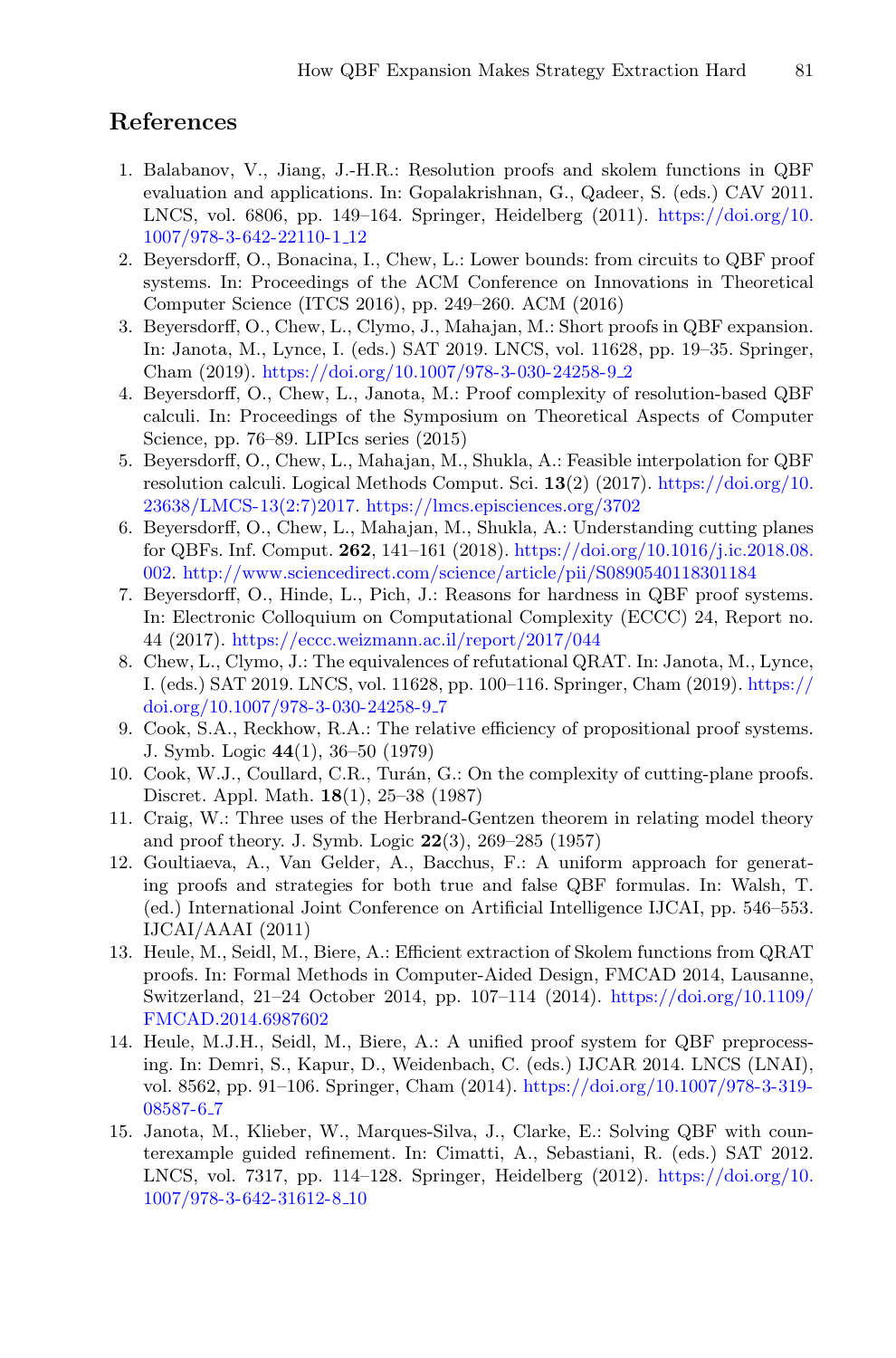## References

1. Balabanov, V., Jiang, J.-H.R.: Resolution proofs and skolem functions in QBF evaluation and applications. In: Gopalakrishnan, G., Qadeer, S. (eds.) CAV 2011. LNCS, vol. 6806, pp. 149–164. Springer, Heidelberg (2011). https://doi.org/10.1007/978-3-642-22110-1_12
2. Beyersdorff, O., Bonacina, I., Chew, L.: Lower bounds: from circuits to QBF proof systems. In: Proceedings of the ACM Conference on Innovations in Theoretical Computer Science (ITCS 2016), pp. 249–260. ACM (2016)
3. Beyersdorff, O., Chew, L., Clymo, J., Mahajan, M.: Short proofs in QBF expansion. In: Janota, M., Lynce, I. (eds.) SAT 2019. LNCS, vol. 11628, pp. 19–35. Springer, Cham (2019). https://doi.org/10.1007/978-3-030-24258-9_2
4. Beyersdorff, O., Chew, L., Janota, M.: Proof complexity of resolution-based QBF calculi. In: Proceedings of the Symposium on Theoretical Aspects of Computer Science, pp. 76–89. LIPIcs series (2015)
5. Beyersdorff, O., Chew, L., Mahajan, M., Shukla, A.: Feasible interpolation for QBF resolution calculi. Logical Methods Comput. Sci. **13**(2) (2017). https://doi.org/10.23638/LMCS-13(2:7)2017. https://lmcs.episciences.org/3702
6. Beyersdorff, O., Chew, L., Mahajan, M., Shukla, A.: Understanding cutting planes for QBFs. Inf. Comput. **262**, 141–161 (2018). https://doi.org/10.1016/j.ic.2018.08.002. http://www.sciencedirect.com/science/article/pii/S0890540118301184
7. Beyersdorff, O., Hinde, L., Pich, J.: Reasons for hardness in QBF proof systems. In: Electronic Colloquium on Computational Complexity (ECCC) 24, Report no. 44 (2017). https://eccc.weizmann.ac.il/report/2017/044
8. Chew, L., Clymo, J.: The equivalences of refutational QRAT. In: Janota, M., Lynce, I. (eds.) SAT 2019. LNCS, vol. 11628, pp. 100–116. Springer, Cham (2019). https://doi.org/10.1007/978-3-030-24258-9_7
9. Cook, S.A., Reckhow, R.A.: The relative efficiency of propositional proof systems. J. Symb. Logic **44**(1), 36–50 (1979)
10. Cook, W.J., Coullard, C.R., Turán, G.: On the complexity of cutting-plane proofs. Discret. Appl. Math. **18**(1), 25–38 (1987)
11. Craig, W.: Three uses of the Herbrand-Gentzen theorem in relating model theory and proof theory. J. Symb. Logic **22**(3), 269–285 (1957)
12. Goultiaeva, A., Van Gelder, A., Bacchus, F.: A uniform approach for generating proofs and strategies for both true and false QBF formulas. In: Walsh, T. (ed.) International Joint Conference on Artificial Intelligence IJCAI, pp. 546–553. IJCAI/AAAI (2011)
13. Heule, M., Seidl, M., Biere, A.: Efficient extraction of Skolem functions from QRAT proofs. In: Formal Methods in Computer-Aided Design, FMCAD 2014, Lausanne, Switzerland, 21–24 October 2014, pp. 107–114 (2014). https://doi.org/10.1109/FMCAD.2014.6987602
14. Heule, M.J.H., Seidl, M., Biere, A.: A unified proof system for QBF preprocessing. In: Demri, S., Kapur, D., Weidenbach, C. (eds.) IJCAR 2014. LNCS (LNAI), vol. 8562, pp. 91–106. Springer, Cham (2014). https://doi.org/10.1007/978-3-319-08587-6_7
15. Janota, M., Klieber, W., Marques-Silva, J., Clarke, E.: Solving QBF with counterexample guided refinement. In: Cimatti, A., Sebastiani, R. (eds.) SAT 2012. LNCS, vol. 7317, pp. 114–128. Springer, Heidelberg (2012). https://doi.org/10.1007/978-3-642-31612-8_10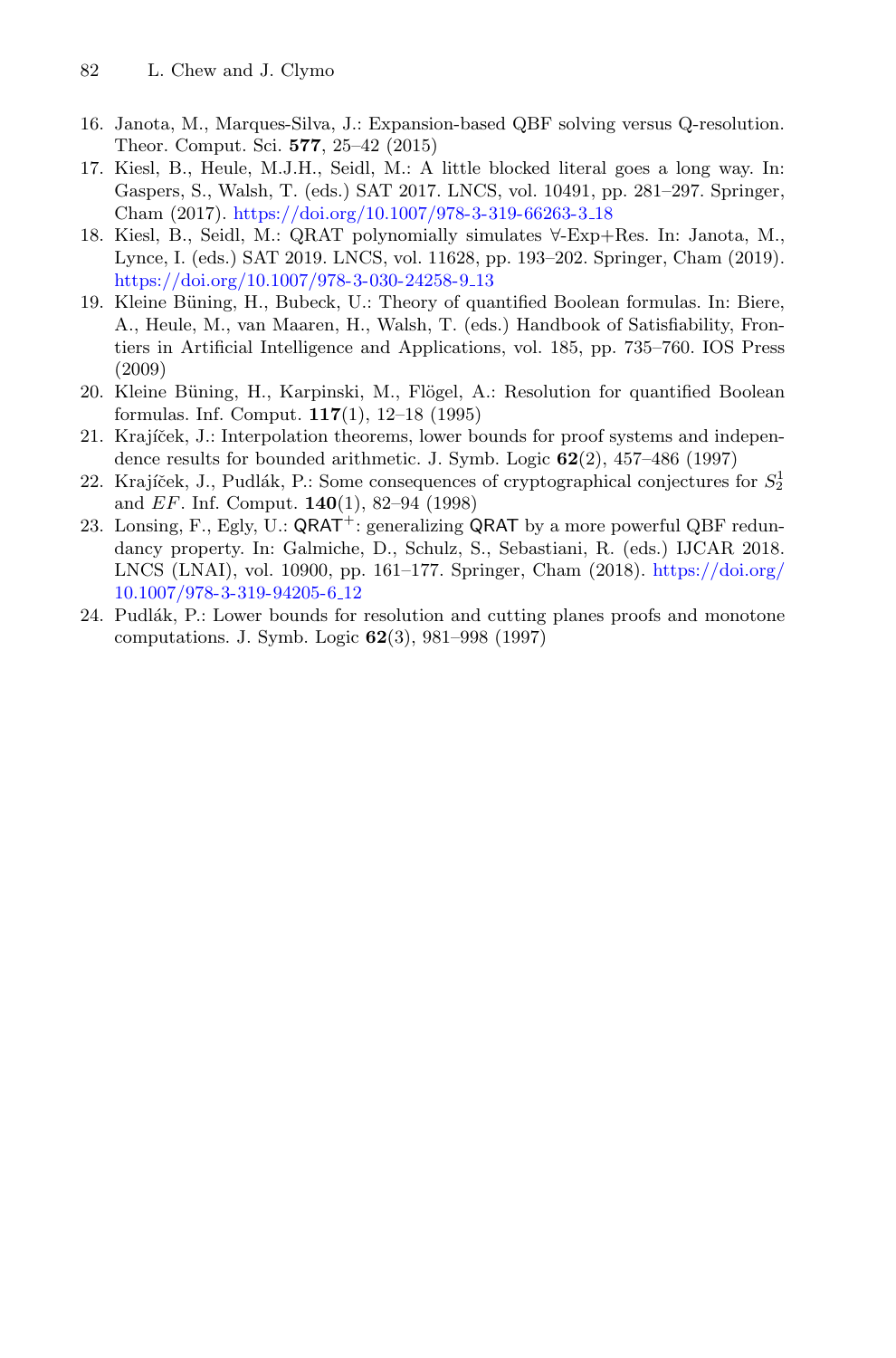16. Janota, M., Marques-Silva, J.: Expansion-based QBF solving versus Q-resolution. Theor. Comput. Sci. **577**, 25–42 (2015)
17. Kiesl, B., Heule, M.J.H., Seidl, M.: A little blocked literal goes a long way. In: Gaspers, S., Walsh, T. (eds.) SAT 2017. LNCS, vol. 10491, pp. 281–297. Springer, Cham (2017). https://doi.org/10.1007/978-3-319-66263-3_18
18. Kiesl, B., Seidl, M.: QRAT polynomially simulates ∀-Exp+Res. In: Janota, M., Lynce, I. (eds.) SAT 2019. LNCS, vol. 11628, pp. 193–202. Springer, Cham (2019). https://doi.org/10.1007/978-3-030-24258-9_13
19. Kleine Büning, H., Bubeck, U.: Theory of quantified Boolean formulas. In: Biere, A., Heule, M., van Maaren, H., Walsh, T. (eds.) Handbook of Satisfiability, Frontiers in Artificial Intelligence and Applications, vol. 185, pp. 735–760. IOS Press (2009)
20. Kleine Büning, H., Karpinski, M., Flögel, A.: Resolution for quantified Boolean formulas. Inf. Comput. **117**(1), 12–18 (1995)
21. Krajíček, J.: Interpolation theorems, lower bounds for proof systems and independence results for bounded arithmetic. J. Symb. Logic **62**(2), 457–486 (1997)
22. Krajíček, J., Pudlák, P.: Some consequences of cryptographical conjectures for $S_2^1$ and $EF$. Inf. Comput. **140**(1), 82–94 (1998)
23. Lonsing, F., Egly, U.: $\mathsf{QRAT}^+$: generalizing $\mathsf{QRAT}$ by a more powerful QBF redundancy property. In: Galmiche, D., Schulz, S., Sebastiani, R. (eds.) IJCAR 2018. LNCS (LNAI), vol. 10900, pp. 161–177. Springer, Cham (2018). https://doi.org/10.1007/978-3-319-94205-6_12
24. Pudlák, P.: Lower bounds for resolution and cutting planes proofs and monotone computations. J. Symb. Logic **62**(3), 981–998 (1997)